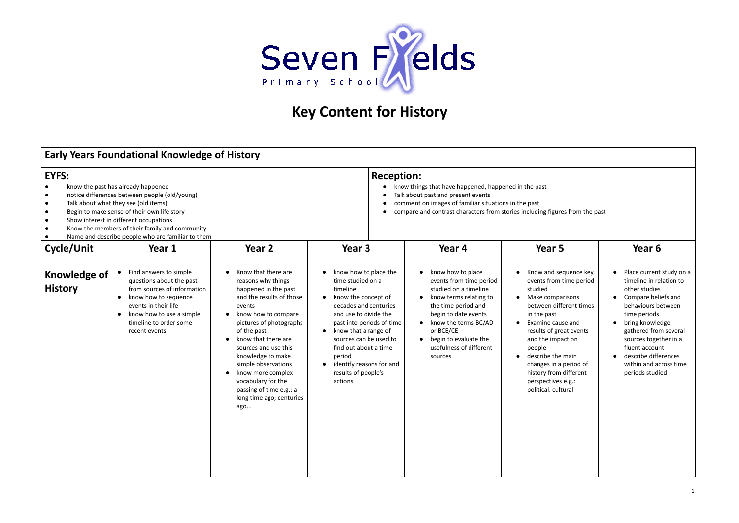Seven Fields Primary School

# Key Content for History

## Early Years Foundational Knowledge of History

**EYFS:**

- know the past has already happened
- notice differences between people (old/young)
- Talk about what they see (old items)
- Begin to make sense of their own life story
- Show interest in different occupations
- Know the members of their family and community
- Name and describe people who are familiar to them

**Reception:**

- know things that have happened, happened in the past
- Talk about past and present events
- comment on images of familiar situations in the past
- compare and contrast characters from stories including figures from the past

| Cycle/Unit | Year 1 | Year 2 | Year 3 | Year 4 | Year 5 | Year 6 |
|---|---|---|---|---|---|---|
| **Knowledge of History** | • Find answers to simple questions about the past from sources of information<br>• know how to sequence events in their life<br>• know how to use a simple timeline to order some recent events | • Know that there are reasons why things happened in the past and the results of those events<br>• know how to compare pictures of photographs of the past<br>• know that there are sources and use this knowledge to make simple observations<br>• know more complex vocabulary for the passing of time e.g.: a long time ago; centuries ago... | • know how to place the time studied on a timeline<br>• Know the concept of decades and centuries and use to divide the past into periods of time<br>• know that a range of sources can be used to find out about a time period<br>• identify reasons for and results of people's actions | • know how to place events from time period studied on a timeline<br>• know terms relating to the time period and begin to date events<br>• know the terms BC/AD or BCE/CE<br>• begin to evaluate the usefulness of different sources | • Know and sequence key events from time period studied<br>• Make comparisons between different times in the past<br>• Examine cause and results of great events and the impact on people<br>• describe the main changes in a period of history from different perspectives e.g.: political, cultural | • Place current study on a timeline in relation to other studies<br>• Compare beliefs and behaviours between time periods<br>• bring knowledge gathered from several sources together in a fluent account<br>• describe differences within and across time periods studied |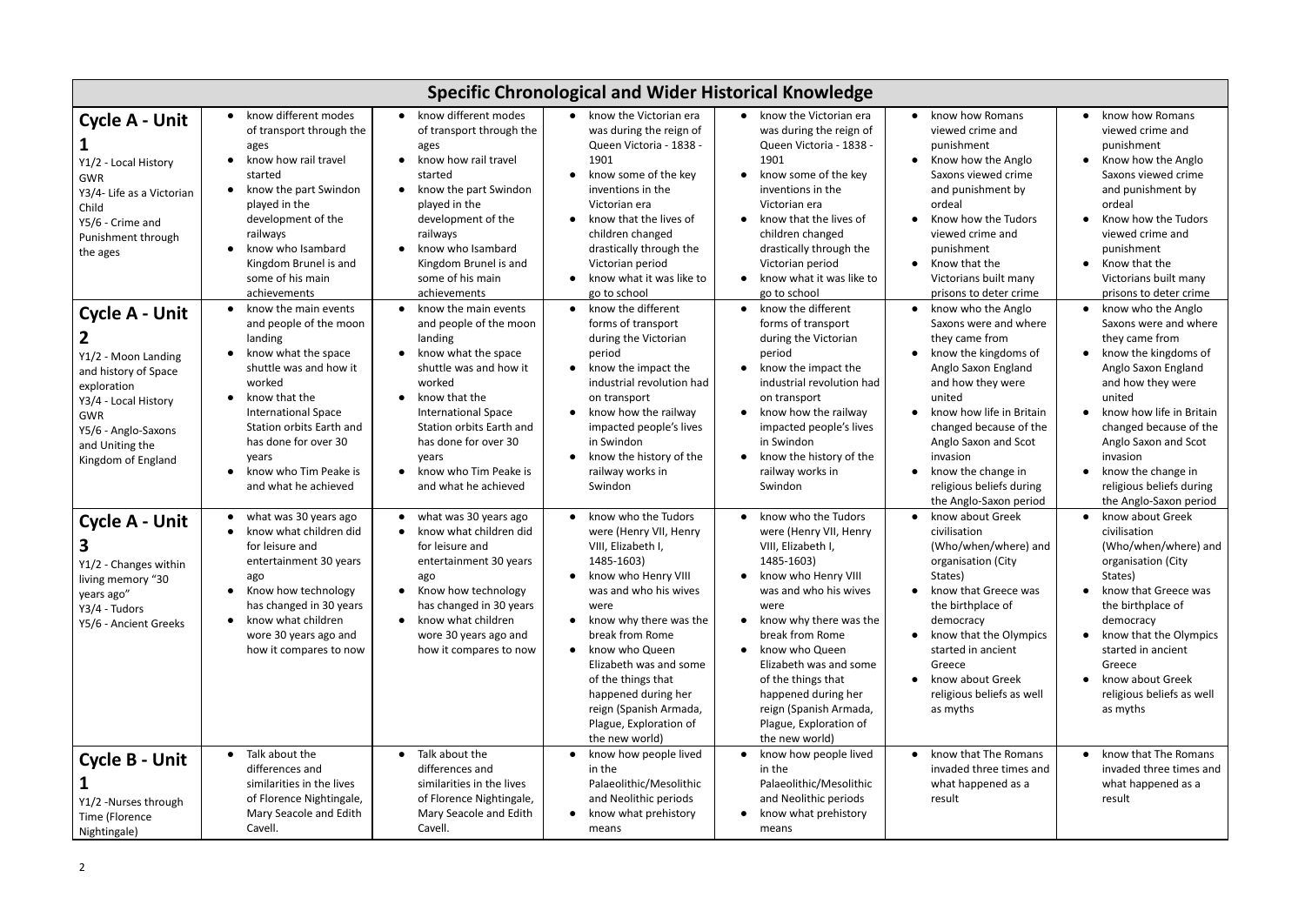| Specific Chronological and Wider Historical Knowledge | | | | | | |
|---|---|---|---|---|---|---|
| **Cycle A - Unit 1**<br>Y1/2 - Local History GWR<br>Y3/4- Life as a Victorian Child<br>Y5/6 - Crime and Punishment through the ages | • know different modes of transport through the ages<br>• know how rail travel started<br>• know the part Swindon played in the development of the railways<br>• know who Isambard Kingdom Brunel is and some of his main achievements | • know different modes of transport through the ages<br>• know how rail travel started<br>• know the part Swindon played in the development of the railways<br>• know who Isambard Kingdom Brunel is and some of his main achievements | • know the Victorian era was during the reign of Queen Victoria - 1838 - 1901<br>• know some of the key inventions in the Victorian era<br>• know that the lives of children changed drastically through the Victorian period<br>• know what it was like to go to school | • know the Victorian era was during the reign of Queen Victoria - 1838 - 1901<br>• know some of the key inventions in the Victorian era<br>• know that the lives of children changed drastically through the Victorian period<br>• know what it was like to go to school | • know how Romans viewed crime and punishment<br>• Know how the Anglo Saxons viewed crime and punishment by ordeal<br>• Know how the Tudors viewed crime and punishment<br>• Know that the Victorians built many prisons to deter crime | • know how Romans viewed crime and punishment<br>• Know how the Anglo Saxons viewed crime and punishment by ordeal<br>• Know how the Tudors viewed crime and punishment<br>• Know that the Victorians built many prisons to deter crime |
| **Cycle A - Unit 2**<br>Y1/2 - Moon Landing and history of Space exploration<br>Y3/4 - Local History GWR<br>Y5/6 - Anglo-Saxons and Uniting the Kingdom of England | • know the main events and people of the moon landing<br>• know what the space shuttle was and how it worked<br>• know that the International Space Station orbits Earth and has done for over 30 years<br>• know who Tim Peake is and what he achieved | • know the main events and people of the moon landing<br>• know what the space shuttle was and how it worked<br>• know that the International Space Station orbits Earth and has done for over 30 years<br>• know who Tim Peake is and what he achieved | • know the different forms of transport during the Victorian period<br>• know the impact the industrial revolution had on transport<br>• know how the railway impacted people's lives in Swindon<br>• know the history of the railway works in Swindon | • know the different forms of transport during the Victorian period<br>• know the impact the industrial revolution had on transport<br>• know how the railway impacted people's lives in Swindon<br>• know the history of the railway works in Swindon | • know who the Anglo Saxons were and where they came from<br>• know the kingdoms of Anglo Saxon England and how they were united<br>• know how life in Britain changed because of the Anglo Saxon and Scot invasion<br>• know the change in religious beliefs during the Anglo-Saxon period | • know who the Anglo Saxons were and where they came from<br>• know the kingdoms of Anglo Saxon England and how they were united<br>• know how life in Britain changed because of the Anglo Saxon and Scot invasion<br>• know the change in religious beliefs during the Anglo-Saxon period |
| **Cycle A - Unit 3**<br>Y1/2 - Changes within living memory "30 years ago"<br>Y3/4 - Tudors<br>Y5/6 - Ancient Greeks | • what was 30 years ago<br>• know what children did for leisure and entertainment 30 years ago<br>• Know how technology has changed in 30 years<br>• know what children wore 30 years ago and how it compares to now | • what was 30 years ago<br>• know what children did for leisure and entertainment 30 years ago<br>• Know how technology has changed in 30 years<br>• know what children wore 30 years ago and how it compares to now | • know who the Tudors were (Henry VII, Henry VIII, Elizabeth I, 1485-1603)<br>• know who Henry VIII was and who his wives were<br>• know why there was the break from Rome<br>• know who Queen Elizabeth was and some of the things that happened during her reign (Spanish Armada, Plague, Exploration of the new world) | • know who the Tudors were (Henry VII, Henry VIII, Elizabeth I, 1485-1603)<br>• know who Henry VIII was and who his wives were<br>• know why there was the break from Rome<br>• know who Queen Elizabeth was and some of the things that happened during her reign (Spanish Armada, Plague, Exploration of the new world) | • know about Greek civilisation (Who/when/where) and organisation (City States)<br>• know that Greece was the birthplace of democracy<br>• know that the Olympics started in ancient Greece<br>• know about Greek religious beliefs as well as myths | • know about Greek civilisation (Who/when/where) and organisation (City States)<br>• know that Greece was the birthplace of democracy<br>• know that the Olympics started in ancient Greece<br>• know about Greek religious beliefs as well as myths |
| **Cycle B - Unit 1**<br>Y1/2 -Nurses through Time (Florence Nightingale) | • Talk about the differences and similarities in the lives of Florence Nightingale, Mary Seacole and Edith Cavell. | • Talk about the differences and similarities in the lives of Florence Nightingale, Mary Seacole and Edith Cavell. | • know how people lived in the Palaeolithic/Mesolithic and Neolithic periods<br>• know what prehistory means | • know how people lived in the Palaeolithic/Mesolithic and Neolithic periods<br>• know what prehistory means | • know that The Romans invaded three times and what happened as a result | • know that The Romans invaded three times and what happened as a result |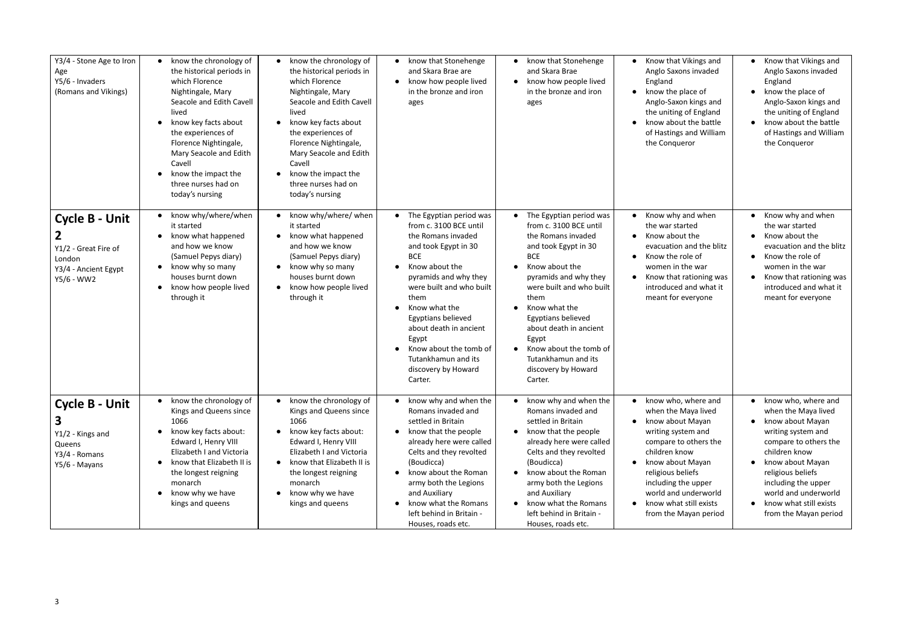| | | | | | | |
|---|---|---|---|---|---|---|
| Y3/4 - Stone Age to Iron Age<br>Y5/6 - Invaders (Romans and Vikings) | • know the chronology of the historical periods in which Florence Nightingale, Mary Seacole and Edith Cavell lived<br>• know key facts about the experiences of Florence Nightingale, Mary Seacole and Edith Cavell<br>• know the impact the three nurses had on today's nursing | • know the chronology of the historical periods in which Florence Nightingale, Mary Seacole and Edith Cavell lived<br>• know key facts about the experiences of Florence Nightingale, Mary Seacole and Edith Cavell<br>• know the impact the three nurses had on today's nursing | • know that Stonehenge and Skara Brae are<br>• know how people lived in the bronze and iron ages | • know that Stonehenge and Skara Brae<br>• know how people lived in the bronze and iron ages | • Know that Vikings and Anglo Saxons invaded England<br>• know the place of Anglo-Saxon kings and the uniting of England<br>• know about the battle of Hastings and William the Conqueror | • Know that Vikings and Anglo Saxons invaded England<br>• know the place of Anglo-Saxon kings and the uniting of England<br>• know about the battle of Hastings and William the Conqueror |
| **Cycle B - Unit 2**<br>Y1/2 - Great Fire of London<br>Y3/4 - Ancient Egypt<br>Y5/6 - WW2 | • know why/where/when it started<br>• know what happened and how we know (Samuel Pepys diary)<br>• know why so many houses burnt down<br>• know how people lived through it | • know why/where/ when it started<br>• know what happened and how we know (Samuel Pepys diary)<br>• know why so many houses burnt down<br>• know how people lived through it | • The Egyptian period was from c. 3100 BCE until the Romans invaded and took Egypt in 30 BCE<br>• Know about the pyramids and why they were built and who built them<br>• Know what the Egyptians believed about death in ancient Egypt<br>• Know about the tomb of Tutankhamun and its discovery by Howard Carter. | • The Egyptian period was from c. 3100 BCE until the Romans invaded and took Egypt in 30 BCE<br>• Know about the pyramids and why they were built and who built them<br>• Know what the Egyptians believed about death in ancient Egypt<br>• Know about the tomb of Tutankhamun and its discovery by Howard Carter. | • Know why and when the war started<br>• Know about the evacuation and the blitz<br>• Know the role of women in the war<br>• Know that rationing was introduced and what it meant for everyone | • Know why and when the war started<br>• Know about the evacuation and the blitz<br>• Know the role of women in the war<br>• Know that rationing was introduced and what it meant for everyone |
| **Cycle B - Unit 3**<br>Y1/2 - Kings and Queens<br>Y3/4 - Romans<br>Y5/6 - Mayans | • know the chronology of Kings and Queens since 1066<br>• know key facts about: Edward I, Henry VIII Elizabeth I and Victoria<br>• know that Elizabeth II is the longest reigning monarch<br>• know why we have kings and queens | • know the chronology of Kings and Queens since 1066<br>• know key facts about: Edward I, Henry VIII Elizabeth I and Victoria<br>• know that Elizabeth II is the longest reigning monarch<br>• know why we have kings and queens | • know why and when the Romans invaded and settled in Britain<br>• know that the people already here were called Celts and they revolted (Boudicca)<br>• know about the Roman army both the Legions and Auxiliary<br>• know what the Romans left behind in Britain - Houses, roads etc. | • know why and when the Romans invaded and settled in Britain<br>• know that the people already here were called Celts and they revolted (Boudicca)<br>• know about the Roman army both the Legions and Auxiliary<br>• know what the Romans left behind in Britain - Houses, roads etc. | • know who, where and when the Maya lived<br>• know about Mayan writing system and compare to others the children know<br>• know about Mayan religious beliefs including the upper world and underworld<br>• know what still exists from the Mayan period | • know who, where and when the Maya lived<br>• know about Mayan writing system and compare to others the children know<br>• know about Mayan religious beliefs including the upper world and underworld<br>• know what still exists from the Mayan period |